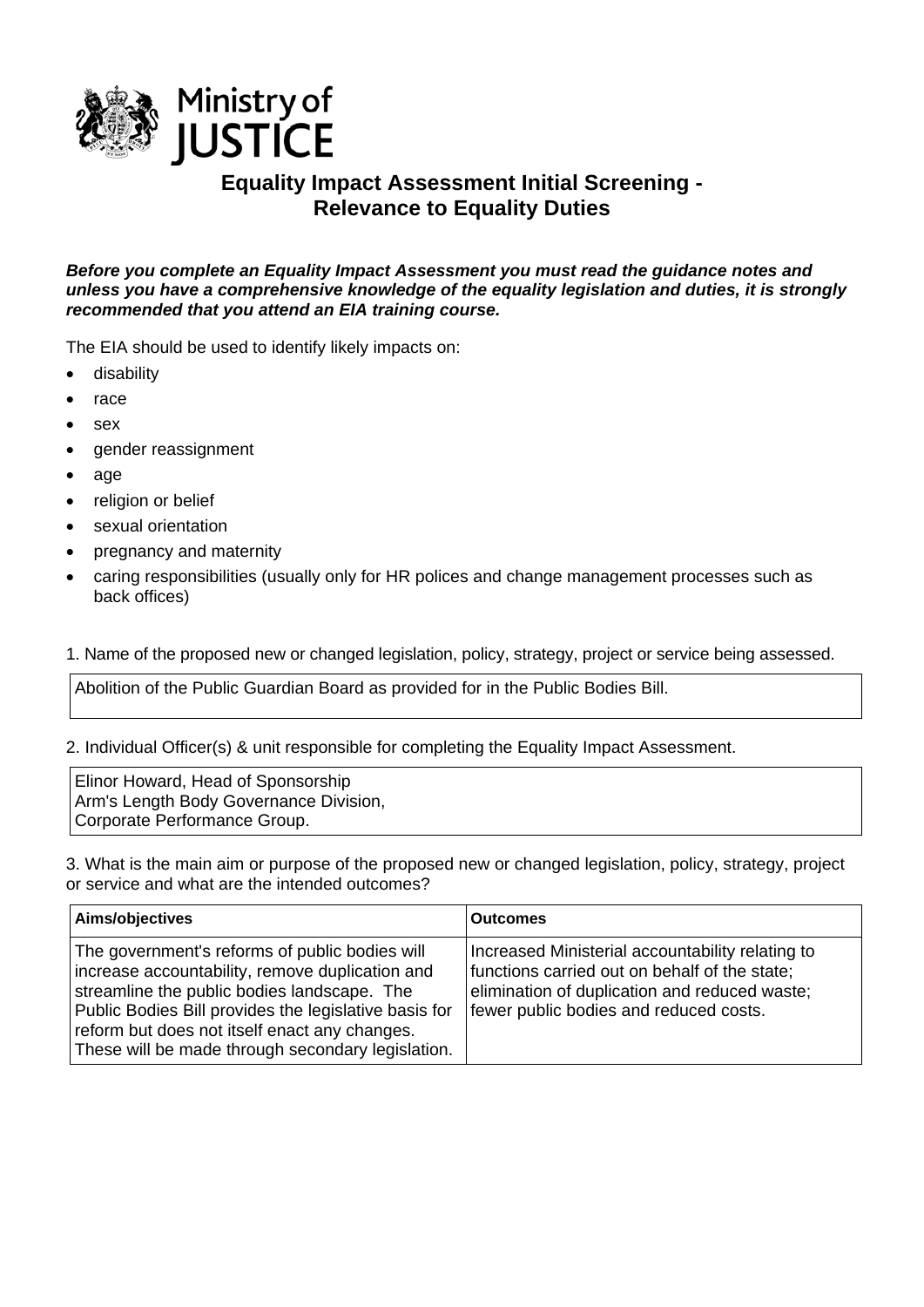Ministry of JUSTICE

# Equality Impact Assessment Initial Screening - Relevance to Equality Duties

***Before you complete an Equality Impact Assessment you must read the guidance notes and unless you have a comprehensive knowledge of the equality legislation and duties, it is strongly recommended that you attend an EIA training course.***

The EIA should be used to identify likely impacts on:

- disability
- race
- sex
- gender reassignment
- age
- religion or belief
- sexual orientation
- pregnancy and maternity
- caring responsibilities (usually only for HR polices and change management processes such as back offices)

1. Name of the proposed new or changed legislation, policy, strategy, project or service being assessed.

| Abolition of the Public Guardian Board as provided for in the Public Bodies Bill. |
|---|

2. Individual Officer(s) & unit responsible for completing the Equality Impact Assessment.

| Elinor Howard, Head of Sponsorship<br>Arm's Length Body Governance Division,<br>Corporate Performance Group. |
|---|

3. What is the main aim or purpose of the proposed new or changed legislation, policy, strategy, project or service and what are the intended outcomes?

| Aims/objectives | Outcomes |
|---|---|
| The government's reforms of public bodies will increase accountability, remove duplication and streamline the public bodies landscape. The Public Bodies Bill provides the legislative basis for reform but does not itself enact any changes. These will be made through secondary legislation. | Increased Ministerial accountability relating to functions carried out on behalf of the state; elimination of duplication and reduced waste; fewer public bodies and reduced costs. |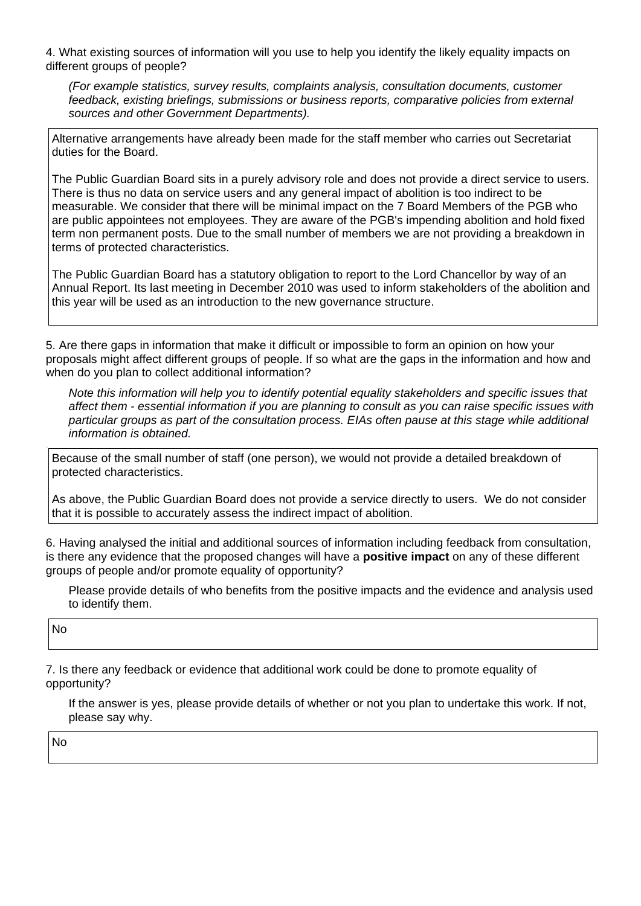4. What existing sources of information will you use to help you identify the likely equality impacts on different groups of people?

*(For example statistics, survey results, complaints analysis, consultation documents, customer feedback, existing briefings, submissions or business reports, comparative policies from external sources and other Government Departments).*

Alternative arrangements have already been made for the staff member who carries out Secretariat duties for the Board.

The Public Guardian Board sits in a purely advisory role and does not provide a direct service to users. There is thus no data on service users and any general impact of abolition is too indirect to be measurable. We consider that there will be minimal impact on the 7 Board Members of the PGB who are public appointees not employees. They are aware of the PGB's impending abolition and hold fixed term non permanent posts. Due to the small number of members we are not providing a breakdown in terms of protected characteristics.

The Public Guardian Board has a statutory obligation to report to the Lord Chancellor by way of an Annual Report. Its last meeting in December 2010 was used to inform stakeholders of the abolition and this year will be used as an introduction to the new governance structure.

5. Are there gaps in information that make it difficult or impossible to form an opinion on how your proposals might affect different groups of people. If so what are the gaps in the information and how and when do you plan to collect additional information?

*Note this information will help you to identify potential equality stakeholders and specific issues that affect them - essential information if you are planning to consult as you can raise specific issues with particular groups as part of the consultation process. EIAs often pause at this stage while additional information is obtained.*

Because of the small number of staff (one person), we would not provide a detailed breakdown of protected characteristics.

As above, the Public Guardian Board does not provide a service directly to users. We do not consider that it is possible to accurately assess the indirect impact of abolition.

6. Having analysed the initial and additional sources of information including feedback from consultation, is there any evidence that the proposed changes will have a **positive impact** on any of these different groups of people and/or promote equality of opportunity?

Please provide details of who benefits from the positive impacts and the evidence and analysis used to identify them.

No

7. Is there any feedback or evidence that additional work could be done to promote equality of opportunity?

If the answer is yes, please provide details of whether or not you plan to undertake this work. If not, please say why.

No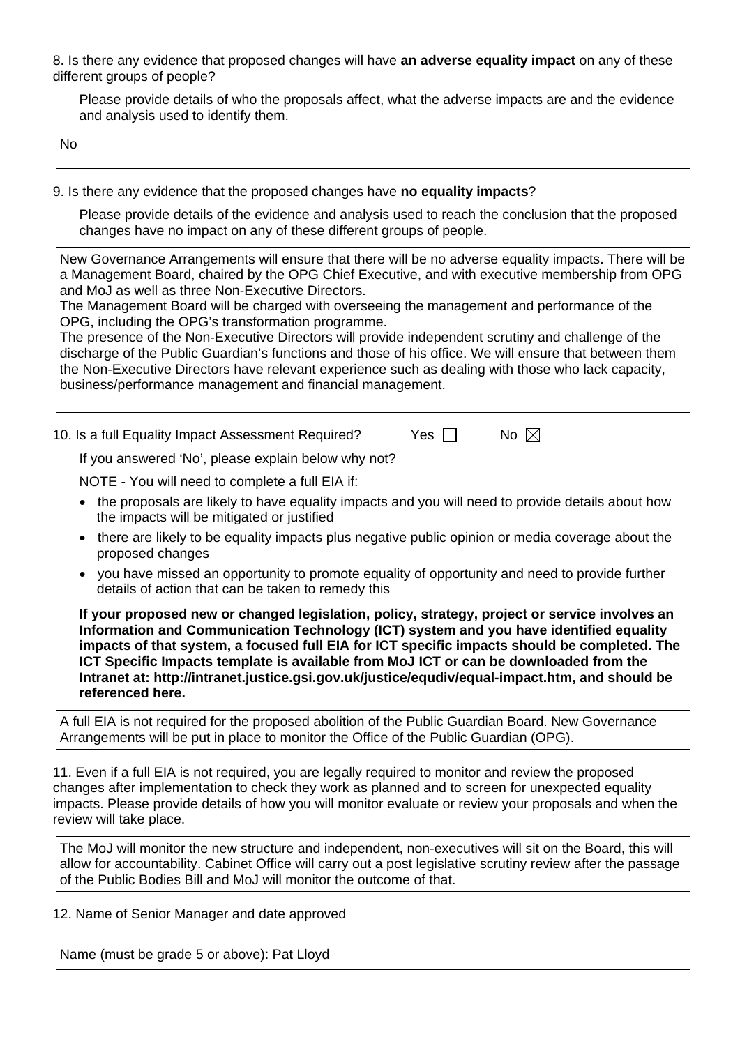8. Is there any evidence that proposed changes will have **an adverse equality impact** on any of these different groups of people?

Please provide details of who the proposals affect, what the adverse impacts are and the evidence and analysis used to identify them.

| No |
|---|

9. Is there any evidence that the proposed changes have **no equality impacts**?

Please provide details of the evidence and analysis used to reach the conclusion that the proposed changes have no impact on any of these different groups of people.

| New Governance Arrangements will ensure that there will be no adverse equality impacts. There will be a Management Board, chaired by the OPG Chief Executive, and with executive membership from OPG and MoJ as well as three Non-Executive Directors.<br>The Management Board will be charged with overseeing the management and performance of the OPG, including the OPG's transformation programme.<br>The presence of the Non-Executive Directors will provide independent scrutiny and challenge of the discharge of the Public Guardian's functions and those of his office. We will ensure that between them the Non-Executive Directors have relevant experience such as dealing with those who lack capacity, business/performance management and financial management. |
|---|

10. Is a full Equality Impact Assessment Required? Yes ☐ No ☒

If you answered 'No', please explain below why not?

NOTE - You will need to complete a full EIA if:

- the proposals are likely to have equality impacts and you will need to provide details about how the impacts will be mitigated or justified
- there are likely to be equality impacts plus negative public opinion or media coverage about the proposed changes
- you have missed an opportunity to promote equality of opportunity and need to provide further details of action that can be taken to remedy this

**If your proposed new or changed legislation, policy, strategy, project or service involves an Information and Communication Technology (ICT) system and you have identified equality impacts of that system, a focused full EIA for ICT specific impacts should be completed. The ICT Specific Impacts template is available from MoJ ICT or can be downloaded from the Intranet at: http://intranet.justice.gsi.gov.uk/justice/equdiv/equal-impact.htm, and should be referenced here.**

| A full EIA is not required for the proposed abolition of the Public Guardian Board. New Governance Arrangements will be put in place to monitor the Office of the Public Guardian (OPG). |
|---|

11. Even if a full EIA is not required, you are legally required to monitor and review the proposed changes after implementation to check they work as planned and to screen for unexpected equality impacts. Please provide details of how you will monitor evaluate or review your proposals and when the review will take place.

| The MoJ will monitor the new structure and independent, non-executives will sit on the Board, this will allow for accountability. Cabinet Office will carry out a post legislative scrutiny review after the passage of the Public Bodies Bill and MoJ will monitor the outcome of that. |
|---|

12. Name of Senior Manager and date approved

| |
|---|
| Name (must be grade 5 or above): Pat Lloyd |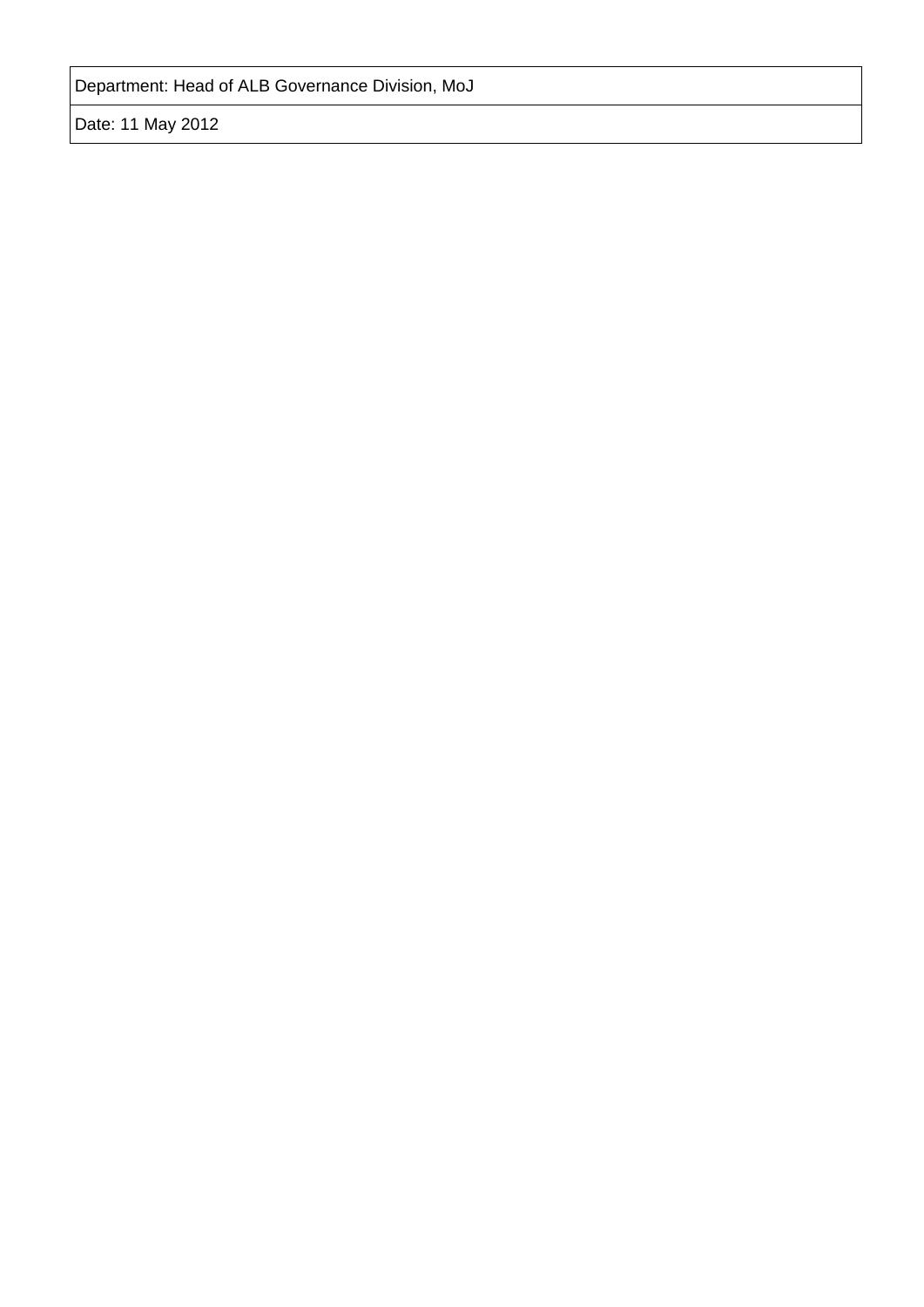| |
|---|
| Department: Head of ALB Governance Division, MoJ |
| Date: 11 May 2012 |